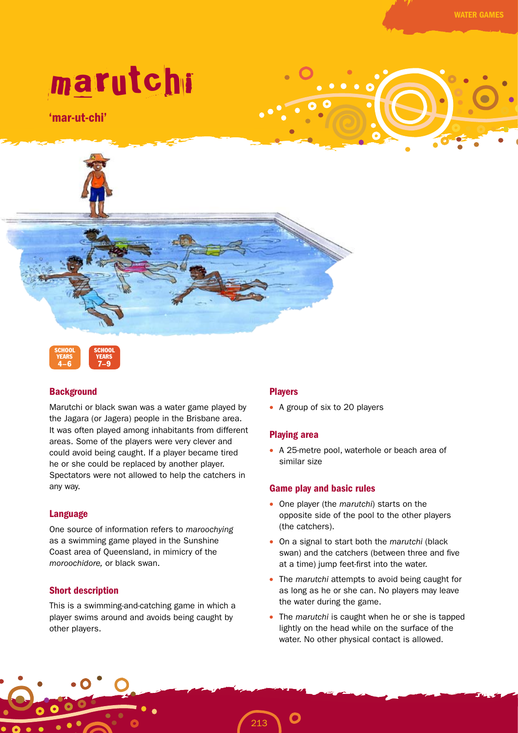# marutchi

**'mar-ut-chi'**

SCHOOL YEARS 4–6

SCHOOL YEARS 7–9

## Background

Marutchi or black swan was a water game played by the Jagara (or Jagera) people in the Brisbane area. It was often played among inhabitants from different areas. Some of the players were very clever and could avoid being caught. If a player became tired he or she could be replaced by another player. Spectators were not allowed to help the catchers in any way.

## Language

One source of information refers to *maroochying* as a swimming game played in the Sunshine Coast area of Queensland, in mimicry of the *moroochidore,* or black swan.

## Short description

This is a swimming-and-catching game in which a player swims around and avoids being caught by other players.

## Players

- A group of six to 20 players

## Playing area

- A 25-metre pool, waterhole or beach area of similar size

## Game play and basic rules

- One player (the *marutchi*) starts on the opposite side of the pool to the other players (the catchers).
- On a signal to start both the *marutchi* (black swan) and the catchers (between three and five at a time) jump feet-first into the water.
- The *marutchi* attempts to avoid being caught for as long as he or she can. No players may leave the water during the game.
- The *marutchi* is caught when he or she is tapped lightly on the head while on the surface of the water. No other physical contact is allowed.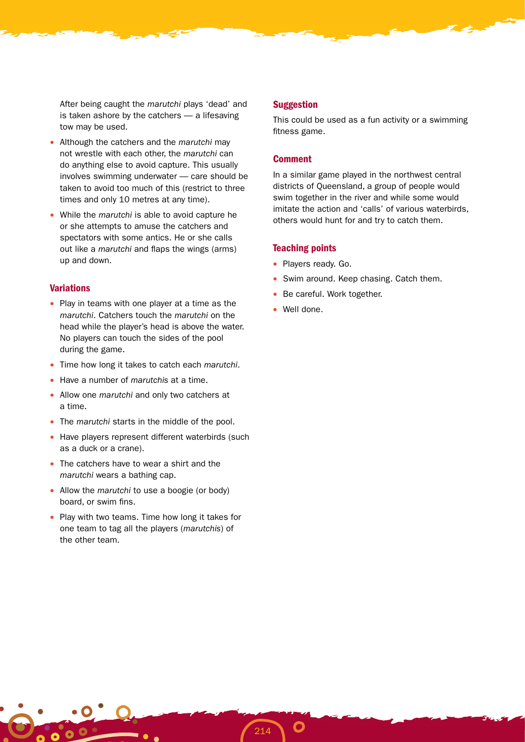After being caught the *marutchi* plays 'dead' and is taken ashore by the catchers — a lifesaving tow may be used.

- Although the catchers and the *marutchi* may not wrestle with each other, the *marutchi* can do anything else to avoid capture. This usually involves swimming underwater — care should be taken to avoid too much of this (restrict to three times and only 10 metres at any time).
- While the *marutchi* is able to avoid capture he or she attempts to amuse the catchers and spectators with some antics. He or she calls out like a *marutchi* and flaps the wings (arms) up and down.

## Variations

- Play in teams with one player at a time as the *marutchi*. Catchers touch the *marutchi* on the head while the player's head is above the water. No players can touch the sides of the pool during the game.
- Time how long it takes to catch each *marutchi*.
- Have a number of *marutchis* at a time.
- Allow one *marutchi* and only two catchers at a time.
- The *marutchi* starts in the middle of the pool.
- Have players represent different waterbirds (such as a duck or a crane).
- The catchers have to wear a shirt and the *marutchi* wears a bathing cap.
- Allow the *marutchi* to use a boogie (or body) board, or swim fins.
- Play with two teams. Time how long it takes for one team to tag all the players (*marutchis*) of the other team.

## Suggestion

This could be used as a fun activity or a swimming fitness game.

## Comment

In a similar game played in the northwest central districts of Queensland, a group of people would swim together in the river and while some would imitate the action and 'calls' of various waterbirds, others would hunt for and try to catch them.

## Teaching points

- Players ready. Go.
- Swim around. Keep chasing. Catch them.
- Be careful. Work together.
- Well done.